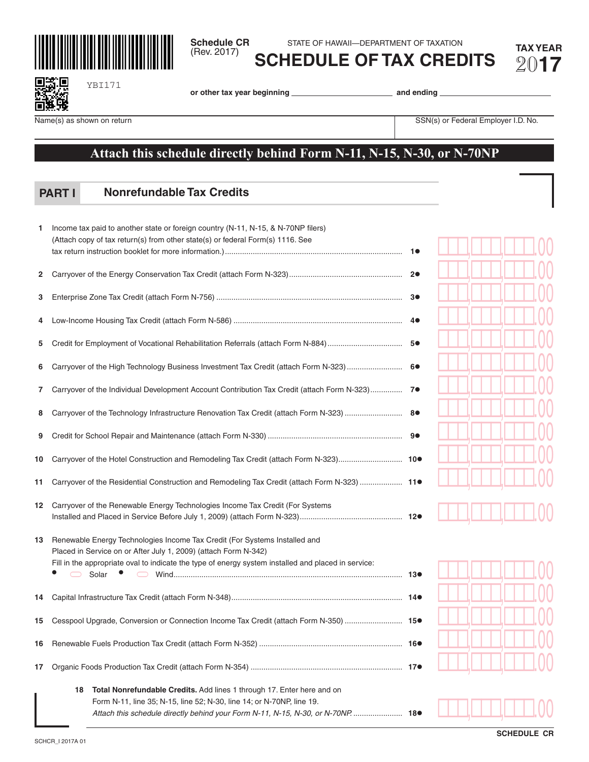**Schedule CR**
(Rev. 2017)

STATE OF HAWAII—DEPARTMENT OF TAXATION

# SCHEDULE OF TAX CREDITS

**TAX YEAR 2017**

YBI171

**or other tax year beginning** ______________ **and ending** ______________

| Name(s) as shown on return | SSN(s) or Federal Employer I.D. No. |
|---|---|
| | |

**Attach this schedule directly behind Form N-11, N-15, N-30, or N-70NP**

## PART I Nonrefundable Tax Credits

| | | | |
|---|---|---|---|
| 1 | Income tax paid to another state or foreign country (N-11, N-15, & N-70NP filers) (Attach copy of tax return(s) from other state(s) or federal Form(s) 1116. See tax return instruction booklet for more information.) | 1● | .00 |
| 2 | Carryover of the Energy Conservation Tax Credit (attach Form N-323) | 2● | .00 |
| 3 | Enterprise Zone Tax Credit (attach Form N-756) | 3● | .00 |
| 4 | Low-Income Housing Tax Credit (attach Form N-586) | 4● | .00 |
| 5 | Credit for Employment of Vocational Rehabilitation Referrals (attach Form N-884) | 5● | .00 |
| 6 | Carryover of the High Technology Business Investment Tax Credit (attach Form N-323) | 6● | .00 |
| 7 | Carryover of the Individual Development Account Contribution Tax Credit (attach Form N-323) | 7● | .00 |
| 8 | Carryover of the Technology Infrastructure Renovation Tax Credit (attach Form N-323) | 8● | .00 |
| 9 | Credit for School Repair and Maintenance (attach Form N-330) | 9● | .00 |
| 10 | Carryover of the Hotel Construction and Remodeling Tax Credit (attach Form N-323) | 10● | .00 |
| 11 | Carryover of the Residential Construction and Remodeling Tax Credit (attach Form N-323) | 11● | .00 |
| 12 | Carryover of the Renewable Energy Technologies Income Tax Credit (For Systems Installed and Placed in Service Before July 1, 2009) (attach Form N-323) | 12● | .00 |
| 13 | Renewable Energy Technologies Income Tax Credit (For Systems Installed and Placed in Service on or After July 1, 2009) (attach Form N-342) Fill in the appropriate oval to indicate the type of energy system installed and placed in service: ● ⬭ Solar ● ⬭ Wind | 13● | .00 |
| 14 | Capital Infrastructure Tax Credit (attach Form N-348) | 14● | .00 |
| 15 | Cesspool Upgrade, Conversion or Connection Income Tax Credit (attach Form N-350) | 15● | .00 |
| 16 | Renewable Fuels Production Tax Credit (attach Form N-352) | 16● | .00 |
| 17 | Organic Foods Production Tax Credit (attach Form N-354) | 17● | .00 |
| 18 | **Total Nonrefundable Credits.** Add lines 1 through 17. Enter here and on Form N-11, line 35; N-15, line 52; N-30, line 14; or N-70NP, line 19. *Attach this schedule directly behind your Form N-11, N-15, N-30, or N-70NP.* | 18● | .00 |

SCHCR_I 2017A 01

**SCHEDULE CR**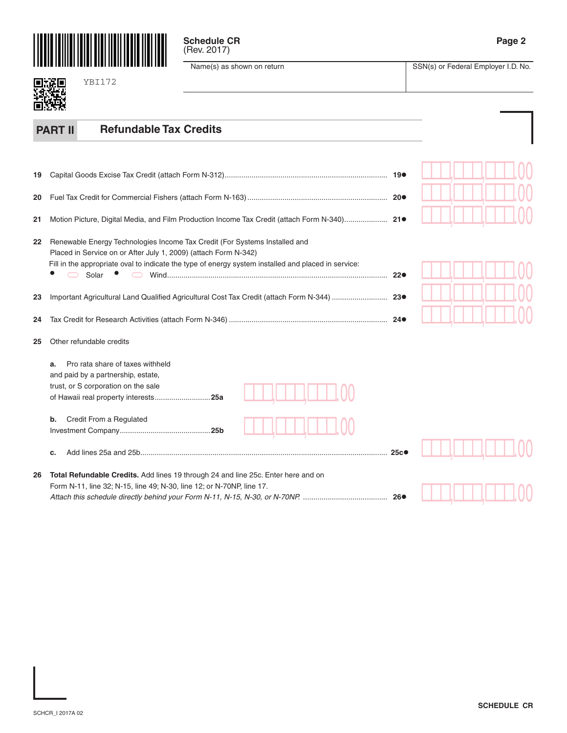Schedule CR
(Rev. 2017)

YBI172

| Name(s) as shown on return | SSN(s) or Federal Employer I.D. No. |
|---|---|
| | |

## PART II Refundable Tax Credits

19 Capital Goods Excise Tax Credit (attach Form N-312) .......... 19● ___.00

20 Fuel Tax Credit for Commercial Fishers (attach Form N-163) .......... 20● ___.00

21 Motion Picture, Digital Media, and Film Production Income Tax Credit (attach Form N-340) .......... 21● ___.00

22 Renewable Energy Technologies Income Tax Credit (For Systems Installed and Placed in Service on or After July 1, 2009) (attach Form N-342)
Fill in the appropriate oval to indicate the type of energy system installed and placed in service:
● ⬭ Solar ● ⬭ Wind .......... 22● ___.00

23 Important Agricultural Land Qualified Agricultural Cost Tax Credit (attach Form N-344) .......... 23● ___.00

24 Tax Credit for Research Activities (attach Form N-346) .......... 24● ___.00

25 Other refundable credits

a. Pro rata share of taxes withheld and paid by a partnership, estate, trust, or S corporation on the sale of Hawaii real property interests .......... 25a ___.00

b. Credit From a Regulated Investment Company .......... 25b ___.00

c. Add lines 25a and 25b .......... 25c● ___.00

26 **Total Refundable Credits.** Add lines 19 through 24 and line 25c. Enter here and on Form N-11, line 32; N-15, line 49; N-30, line 12; or N-70NP, line 17.
*Attach this schedule directly behind your Form N-11, N-15, N-30, or N-70NP.* .......... 26● ___.00

SCHCR_I 2017A 02

SCHEDULE CR